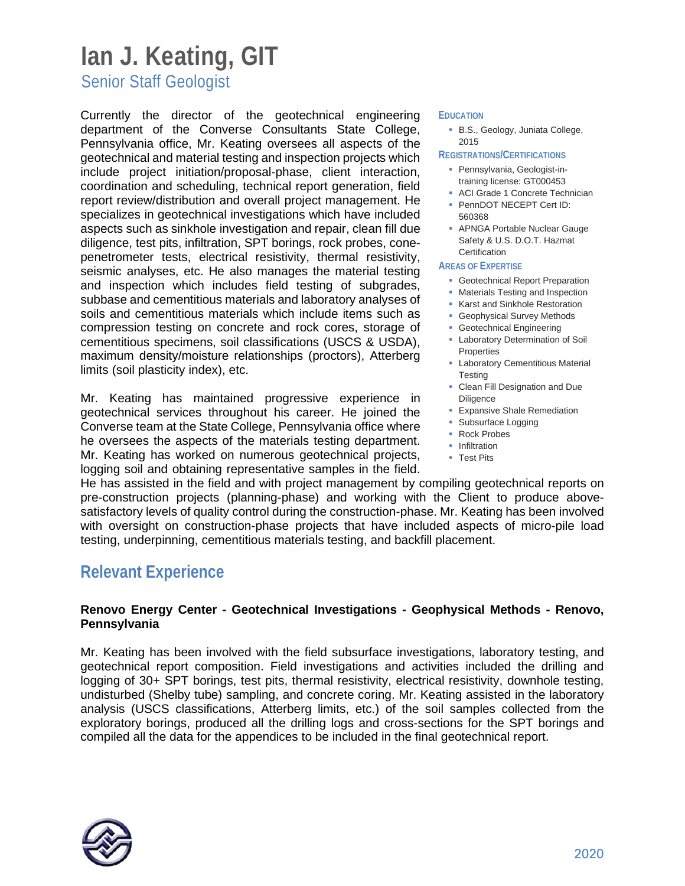# Ian J. Keating, GIT

## Senior Staff Geologist

Currently the director of the geotechnical engineering department of the Converse Consultants State College, Pennsylvania office, Mr. Keating oversees all aspects of the geotechnical and material testing and inspection projects which include project initiation/proposal-phase, client interaction, coordination and scheduling, technical report generation, field report review/distribution and overall project management. He specializes in geotechnical investigations which have included aspects such as sinkhole investigation and repair, clean fill due diligence, test pits, infiltration, SPT borings, rock probes, cone-penetrometer tests, electrical resistivity, thermal resistivity, seismic analyses, etc. He also manages the material testing and inspection which includes field testing of subgrades, subbase and cementitious materials and laboratory analyses of soils and cementitious materials which include items such as compression testing on concrete and rock cores, storage of cementitious specimens, soil classifications (USCS & USDA), maximum density/moisture relationships (proctors), Atterberg limits (soil plasticity index), etc.

Mr. Keating has maintained progressive experience in geotechnical services throughout his career. He joined the Converse team at the State College, Pennsylvania office where he oversees the aspects of the materials testing department. Mr. Keating has worked on numerous geotechnical projects, logging soil and obtaining representative samples in the field. He has assisted in the field and with project management by compiling geotechnical reports on pre-construction projects (planning-phase) and working with the Client to produce above-satisfactory levels of quality control during the construction-phase. Mr. Keating has been involved with oversight on construction-phase projects that have included aspects of micro-pile load testing, underpinning, cementitious materials testing, and backfill placement.

### Education

- B.S., Geology, Juniata College, 2015

### Registrations/Certifications

- Pennsylvania, Geologist-in-training license: GT000453
- ACI Grade 1 Concrete Technician
- PennDOT NECEPT Cert ID: 560368
- APNGA Portable Nuclear Gauge Safety & U.S. D.O.T. Hazmat Certification

### Areas of Expertise

- Geotechnical Report Preparation
- Materials Testing and Inspection
- Karst and Sinkhole Restoration
- Geophysical Survey Methods
- Geotechnical Engineering
- Laboratory Determination of Soil Properties
- Laboratory Cementitious Material Testing
- Clean Fill Designation and Due Diligence
- Expansive Shale Remediation
- Subsurface Logging
- Rock Probes
- Infiltration
- Test Pits

## Relevant Experience

**Renovo Energy Center - Geotechnical Investigations - Geophysical Methods - Renovo, Pennsylvania**

Mr. Keating has been involved with the field subsurface investigations, laboratory testing, and geotechnical report composition. Field investigations and activities included the drilling and logging of 30+ SPT borings, test pits, thermal resistivity, electrical resistivity, downhole testing, undisturbed (Shelby tube) sampling, and concrete coring. Mr. Keating assisted in the laboratory analysis (USCS classifications, Atterberg limits, etc.) of the soil samples collected from the exploratory borings, produced all the drilling logs and cross-sections for the SPT borings and compiled all the data for the appendices to be included in the final geotechnical report.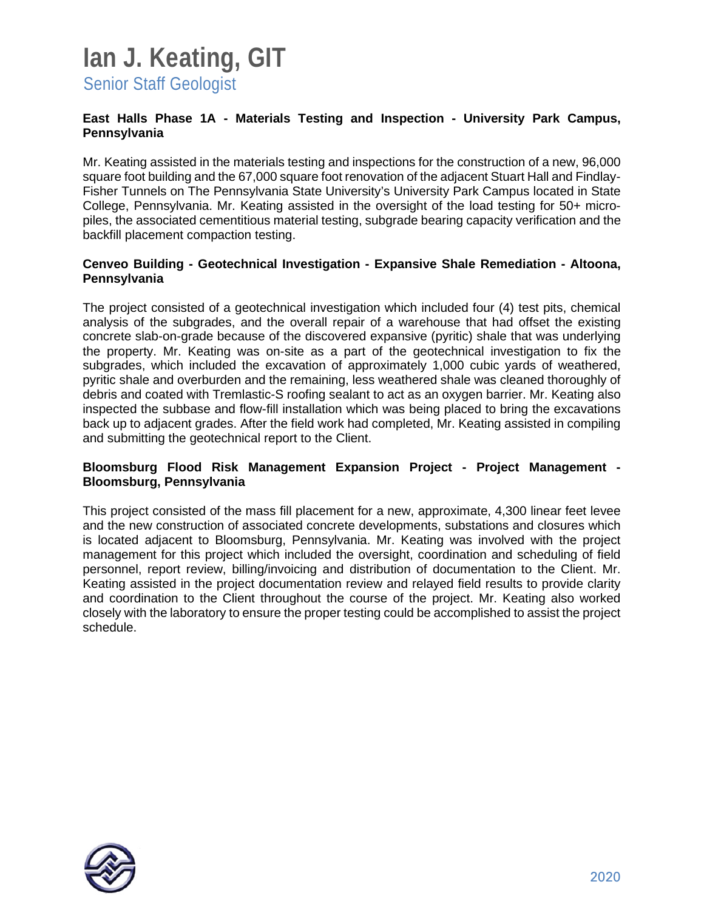# Ian J. Keating, GIT

Senior Staff Geologist

**East Halls Phase 1A - Materials Testing and Inspection - University Park Campus, Pennsylvania**

Mr. Keating assisted in the materials testing and inspections for the construction of a new, 96,000 square foot building and the 67,000 square foot renovation of the adjacent Stuart Hall and Findlay-Fisher Tunnels on The Pennsylvania State University's University Park Campus located in State College, Pennsylvania. Mr. Keating assisted in the oversight of the load testing for 50+ micro-piles, the associated cementitious material testing, subgrade bearing capacity verification and the backfill placement compaction testing.

**Cenveo Building - Geotechnical Investigation - Expansive Shale Remediation - Altoona, Pennsylvania**

The project consisted of a geotechnical investigation which included four (4) test pits, chemical analysis of the subgrades, and the overall repair of a warehouse that had offset the existing concrete slab-on-grade because of the discovered expansive (pyritic) shale that was underlying the property. Mr. Keating was on-site as a part of the geotechnical investigation to fix the subgrades, which included the excavation of approximately 1,000 cubic yards of weathered, pyritic shale and overburden and the remaining, less weathered shale was cleaned thoroughly of debris and coated with Tremlastic-S roofing sealant to act as an oxygen barrier. Mr. Keating also inspected the subbase and flow-fill installation which was being placed to bring the excavations back up to adjacent grades. After the field work had completed, Mr. Keating assisted in compiling and submitting the geotechnical report to the Client.

**Bloomsburg Flood Risk Management Expansion Project - Project Management - Bloomsburg, Pennsylvania**

This project consisted of the mass fill placement for a new, approximate, 4,300 linear feet levee and the new construction of associated concrete developments, substations and closures which is located adjacent to Bloomsburg, Pennsylvania. Mr. Keating was involved with the project management for this project which included the oversight, coordination and scheduling of field personnel, report review, billing/invoicing and distribution of documentation to the Client. Mr. Keating assisted in the project documentation review and relayed field results to provide clarity and coordination to the Client throughout the course of the project. Mr. Keating also worked closely with the laboratory to ensure the proper testing could be accomplished to assist the project schedule.